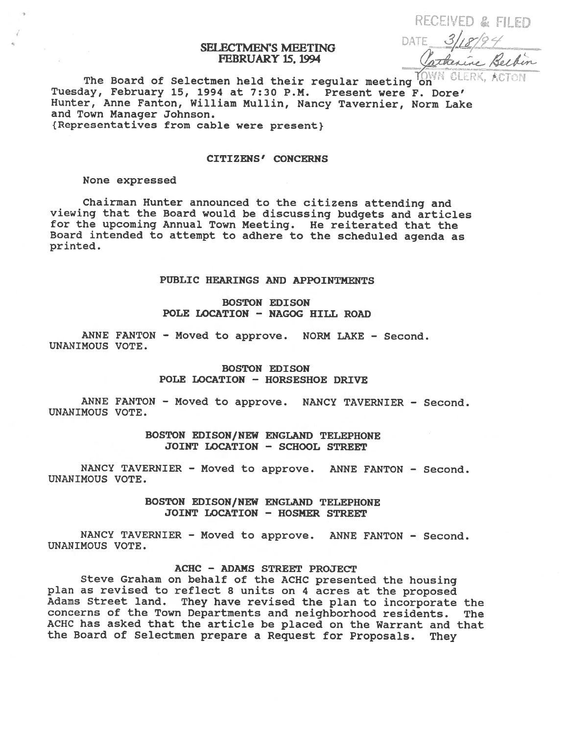RECEIVED & FILED
DATE 3/18/94
Catherine Belbin
TOWN CLERK, ACTON

# SELECTMEN'S MEETING
# FEBRUARY 15, 1994

The Board of Selectmen held their regular meeting on Tuesday, February 15, 1994 at 7:30 P.M. Present were F. Dore' Hunter, Anne Fanton, William Mullin, Nancy Tavernier, Norm Lake and Town Manager Johnson.
{Representatives from cable were present}

## CITIZENS' CONCERNS

None expressed

Chairman Hunter announced to the citizens attending and viewing that the Board would be discussing budgets and articles for the upcoming Annual Town Meeting. He reiterated that the Board intended to attempt to adhere to the scheduled agenda as printed.

## PUBLIC HEARINGS AND APPOINTMENTS

### BOSTON EDISON
### POLE LOCATION - NAGOG HILL ROAD

ANNE FANTON - Moved to approve. NORM LAKE - Second. UNANIMOUS VOTE.

### BOSTON EDISON
### POLE LOCATION - HORSESHOE DRIVE

ANNE FANTON - Moved to approve. NANCY TAVERNIER - Second. UNANIMOUS VOTE.

### BOSTON EDISON/NEW ENGLAND TELEPHONE
### JOINT LOCATION - SCHOOL STREET

NANCY TAVERNIER - Moved to approve. ANNE FANTON - Second. UNANIMOUS VOTE.

### BOSTON EDISON/NEW ENGLAND TELEPHONE
### JOINT LOCATION - HOSMER STREET

NANCY TAVERNIER - Moved to approve. ANNE FANTON - Second. UNANIMOUS VOTE.

### ACHC - ADAMS STREET PROJECT

Steve Graham on behalf of the ACHC presented the housing plan as revised to reflect 8 units on 4 acres at the proposed Adams Street land. They have revised the plan to incorporate the concerns of the Town Departments and neighborhood residents. The ACHC has asked that the article be placed on the Warrant and that the Board of Selectmen prepare a Request for Proposals. They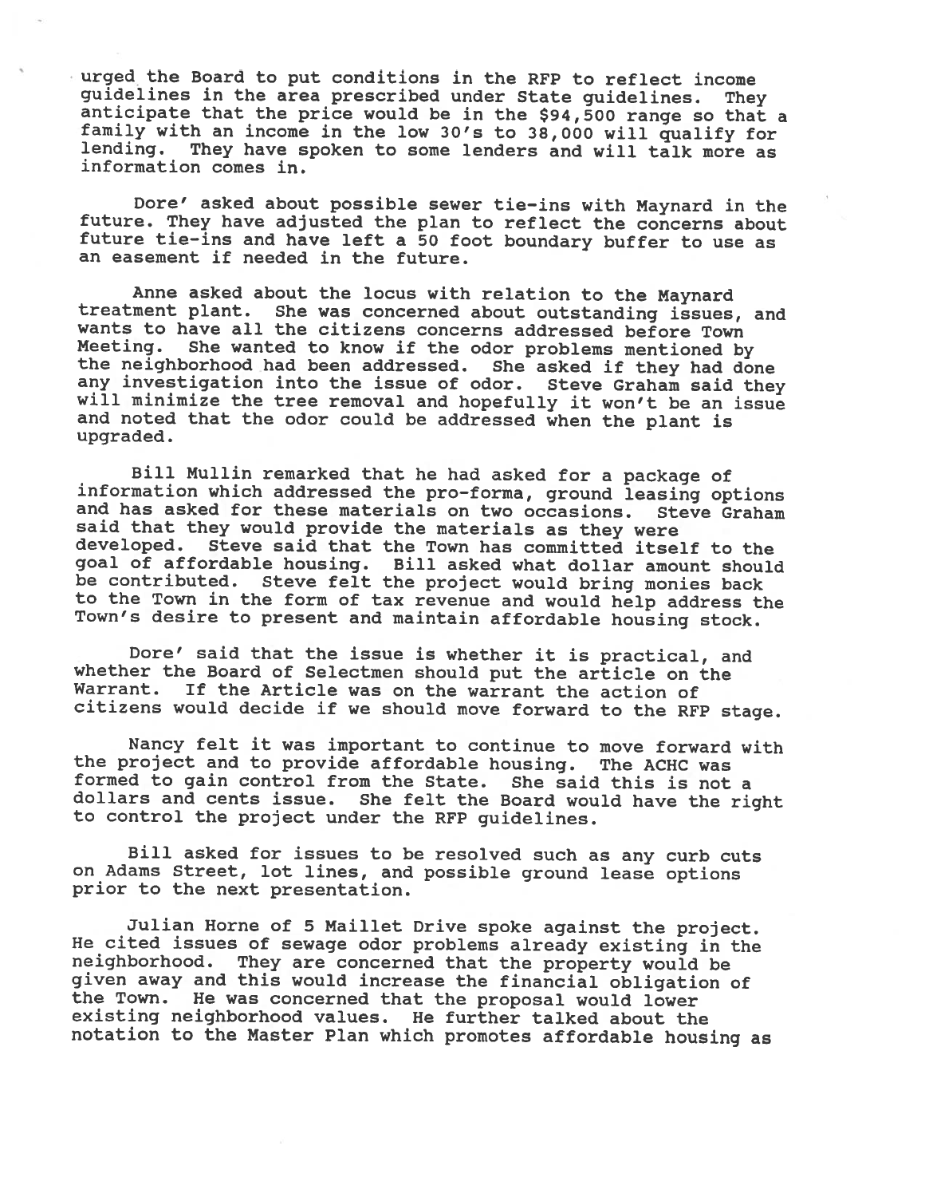urged the Board to put conditions in the RFP to reflect income guidelines in the area prescribed under State guidelines. They anticipate that the price would be in the $94,500 range so that a family with an income in the low 30's to 38,000 will qualify for lending. They have spoken to some lenders and will talk more as information comes in.

Dore' asked about possible sewer tie-ins with Maynard in the future. They have adjusted the plan to reflect the concerns about future tie-ins and have left a 50 foot boundary buffer to use as an easement if needed in the future.

Anne asked about the locus with relation to the Maynard treatment plant. She was concerned about outstanding issues, and wants to have all the citizens concerns addressed before Town Meeting. She wanted to know if the odor problems mentioned by the neighborhood had been addressed. She asked if they had done any investigation into the issue of odor. Steve Graham said they will minimize the tree removal and hopefully it won't be an issue and noted that the odor could be addressed when the plant is upgraded.

Bill Mullin remarked that he had asked for a package of information which addressed the pro-forma, ground leasing options and has asked for these materials on two occasions. Steve Graham said that they would provide the materials as they were developed. Steve said that the Town has committed itself to the goal of affordable housing. Bill asked what dollar amount should be contributed. Steve felt the project would bring monies back to the Town in the form of tax revenue and would help address the Town's desire to present and maintain affordable housing stock.

Dore' said that the issue is whether it is practical, and whether the Board of Selectmen should put the article on the Warrant. If the Article was on the warrant the action of citizens would decide if we should move forward to the RFP stage.

Nancy felt it was important to continue to move forward with the project and to provide affordable housing. The ACHC was formed to gain control from the State. She said this is not a dollars and cents issue. She felt the Board would have the right to control the project under the RFP guidelines.

Bill asked for issues to be resolved such as any curb cuts on Adams Street, lot lines, and possible ground lease options prior to the next presentation.

Julian Horne of 5 Maillet Drive spoke against the project. He cited issues of sewage odor problems already existing in the neighborhood. They are concerned that the property would be given away and this would increase the financial obligation of the Town. He was concerned that the proposal would lower existing neighborhood values. He further talked about the notation to the Master Plan which promotes affordable housing as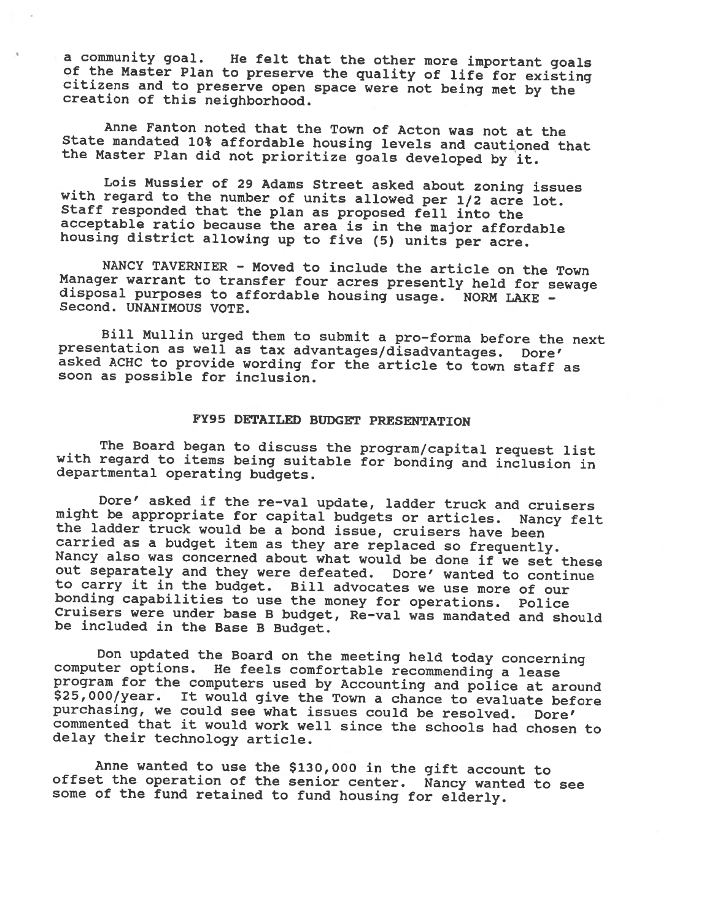a community goal. He felt that the other more important goals of the Master Plan to preserve the quality of life for existing citizens and to preserve open space were not being met by the creation of this neighborhood.

Anne Fanton noted that the Town of Acton was not at the State mandated 10% affordable housing levels and cautioned that the Master Plan did not prioritize goals developed by it.

Lois Mussier of 29 Adams Street asked about zoning issues with regard to the number of units allowed per 1/2 acre lot. Staff responded that the plan as proposed fell into the acceptable ratio because the area is in the major affordable housing district allowing up to five (5) units per acre.

NANCY TAVERNIER - Moved to include the article on the Town Manager warrant to transfer four acres presently held for sewage disposal purposes to affordable housing usage. NORM LAKE - Second. UNANIMOUS VOTE.

Bill Mullin urged them to submit a pro-forma before the next presentation as well as tax advantages/disadvantages. Dore' asked ACHC to provide wording for the article to town staff as soon as possible for inclusion.

## FY95 DETAILED BUDGET PRESENTATION

The Board began to discuss the program/capital request list with regard to items being suitable for bonding and inclusion in departmental operating budgets.

Dore' asked if the re-val update, ladder truck and cruisers might be appropriate for capital budgets or articles. Nancy felt the ladder truck would be a bond issue, cruisers have been carried as a budget item as they are replaced so frequently. Nancy also was concerned about what would be done if we set these out separately and they were defeated. Dore' wanted to continue to carry it in the budget. Bill advocates we use more of our bonding capabilities to use the money for operations. Police Cruisers were under base B budget, Re-val was mandated and should be included in the Base B Budget.

Don updated the Board on the meeting held today concerning computer options. He feels comfortable recommending a lease program for the computers used by Accounting and police at around $25,000/year. It would give the Town a chance to evaluate before purchasing, we could see what issues could be resolved. Dore' commented that it would work well since the schools had chosen to delay their technology article.

Anne wanted to use the $130,000 in the gift account to offset the operation of the senior center. Nancy wanted to see some of the fund retained to fund housing for elderly.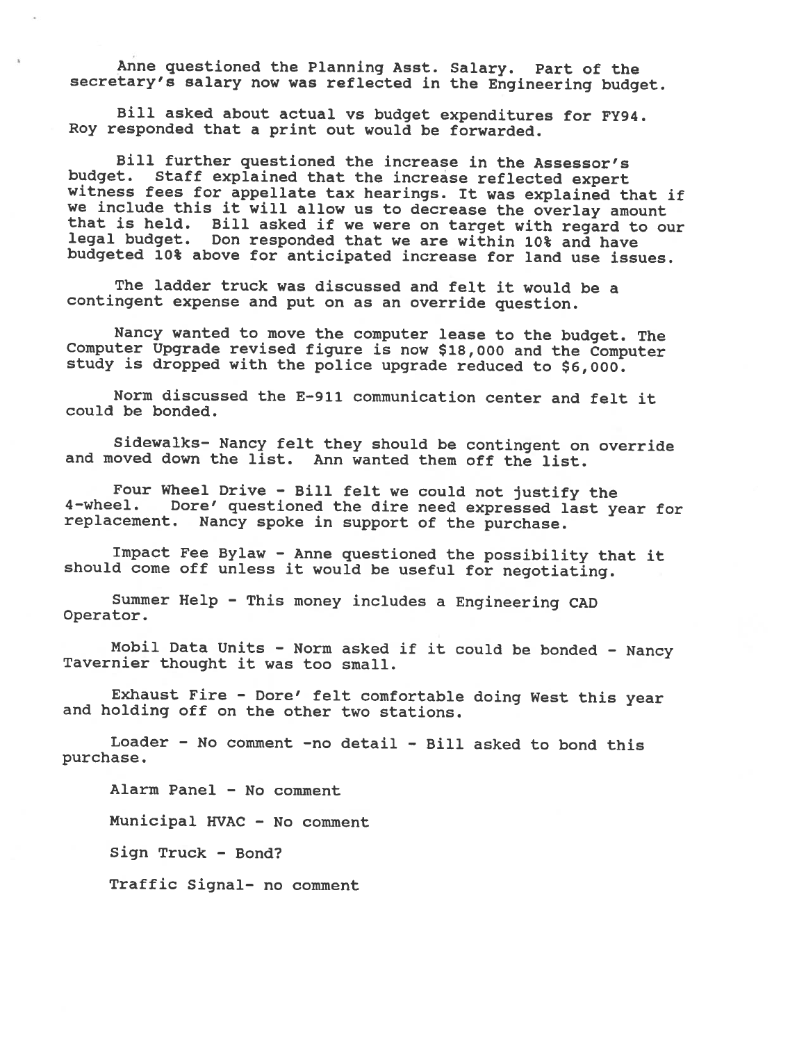Anne questioned the Planning Asst. Salary. Part of the secretary's salary now was reflected in the Engineering budget.

Bill asked about actual vs budget expenditures for FY94. Roy responded that a print out would be forwarded.

Bill further questioned the increase in the Assessor's budget. Staff explained that the increase reflected expert witness fees for appellate tax hearings. It was explained that if we include this it will allow us to decrease the overlay amount that is held. Bill asked if we were on target with regard to our legal budget. Don responded that we are within 10% and have budgeted 10% above for anticipated increase for land use issues.

The ladder truck was discussed and felt it would be a contingent expense and put on as an override question.

Nancy wanted to move the computer lease to the budget. The Computer Upgrade revised figure is now $18,000 and the Computer study is dropped with the police upgrade reduced to $6,000.

Norm discussed the E-911 communication center and felt it could be bonded.

Sidewalks- Nancy felt they should be contingent on override and moved down the list. Ann wanted them off the list.

Four Wheel Drive - Bill felt we could not justify the 4-wheel. Dore' questioned the dire need expressed last year for replacement. Nancy spoke in support of the purchase.

Impact Fee Bylaw - Anne questioned the possibility that it should come off unless it would be useful for negotiating.

Summer Help - This money includes a Engineering CAD Operator.

Mobil Data Units - Norm asked if it could be bonded - Nancy Tavernier thought it was too small.

Exhaust Fire - Dore' felt comfortable doing West this year and holding off on the other two stations.

Loader - No comment -no detail - Bill asked to bond this purchase.

Alarm Panel - No comment

Municipal HVAC - No comment

Sign Truck - Bond?

Traffic Signal- no comment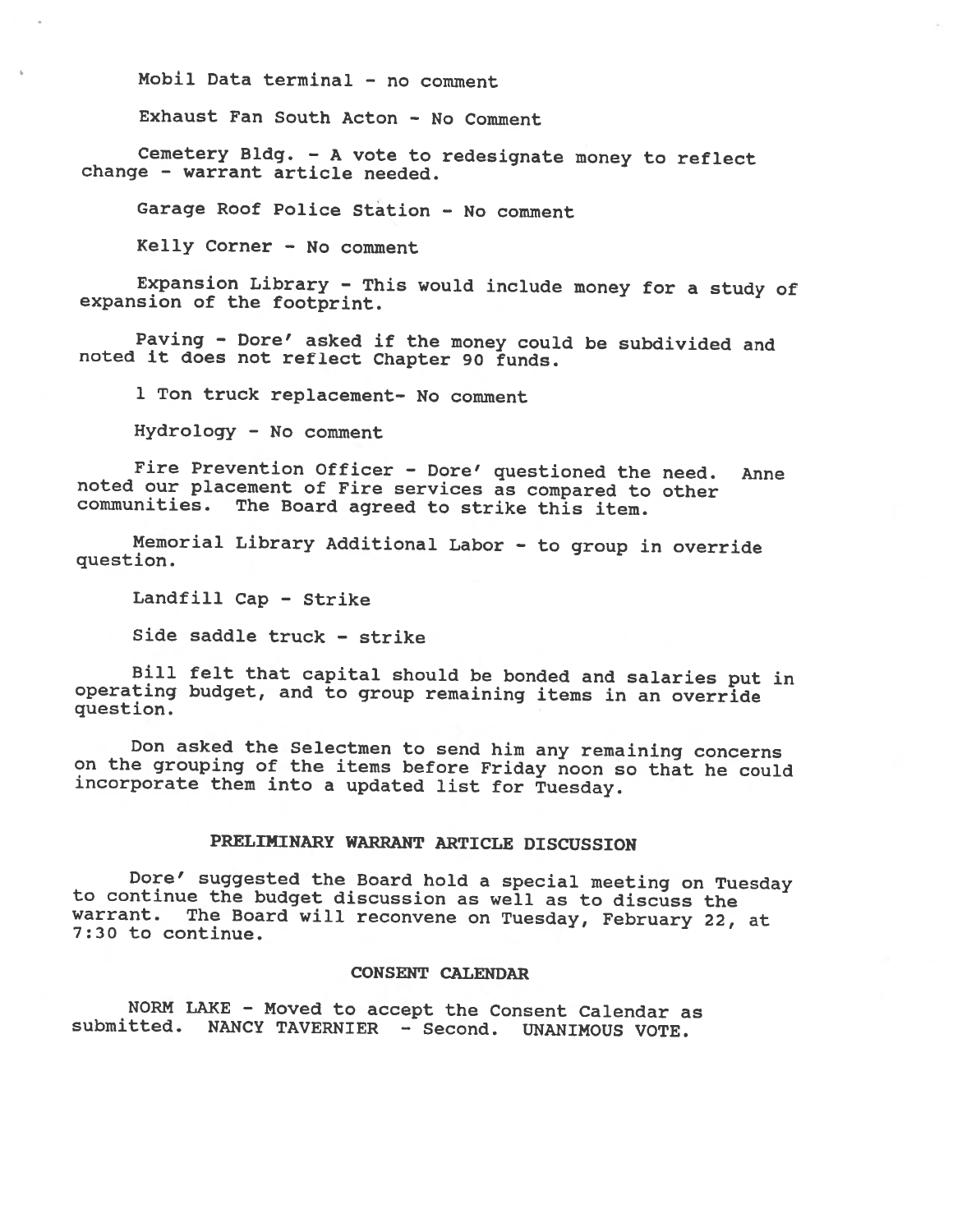Mobil Data terminal - no comment

Exhaust Fan South Acton - No Comment

Cemetery Bldg. - A vote to redesignate money to reflect change - warrant article needed.

Garage Roof Police Station - No comment

Kelly Corner - No comment

Expansion Library - This would include money for a study of expansion of the footprint.

Paving - Dore' asked if the money could be subdivided and noted it does not reflect Chapter 90 funds.

1 Ton truck replacement- No comment

Hydrology - No comment

Fire Prevention Officer - Dore' questioned the need. Anne noted our placement of Fire services as compared to other communities. The Board agreed to strike this item.

Memorial Library Additional Labor - to group in override question.

Landfill Cap - Strike

Side saddle truck - strike

Bill felt that capital should be bonded and salaries put in operating budget, and to group remaining items in an override question.

Don asked the Selectmen to send him any remaining concerns on the grouping of the items before Friday noon so that he could incorporate them into a updated list for Tuesday.

## PRELIMINARY WARRANT ARTICLE DISCUSSION

Dore' suggested the Board hold a special meeting on Tuesday to continue the budget discussion as well as to discuss the warrant. The Board will reconvene on Tuesday, February 22, at 7:30 to continue.

## CONSENT CALENDAR

NORM LAKE - Moved to accept the Consent Calendar as submitted. NANCY TAVERNIER - Second. UNANIMOUS VOTE.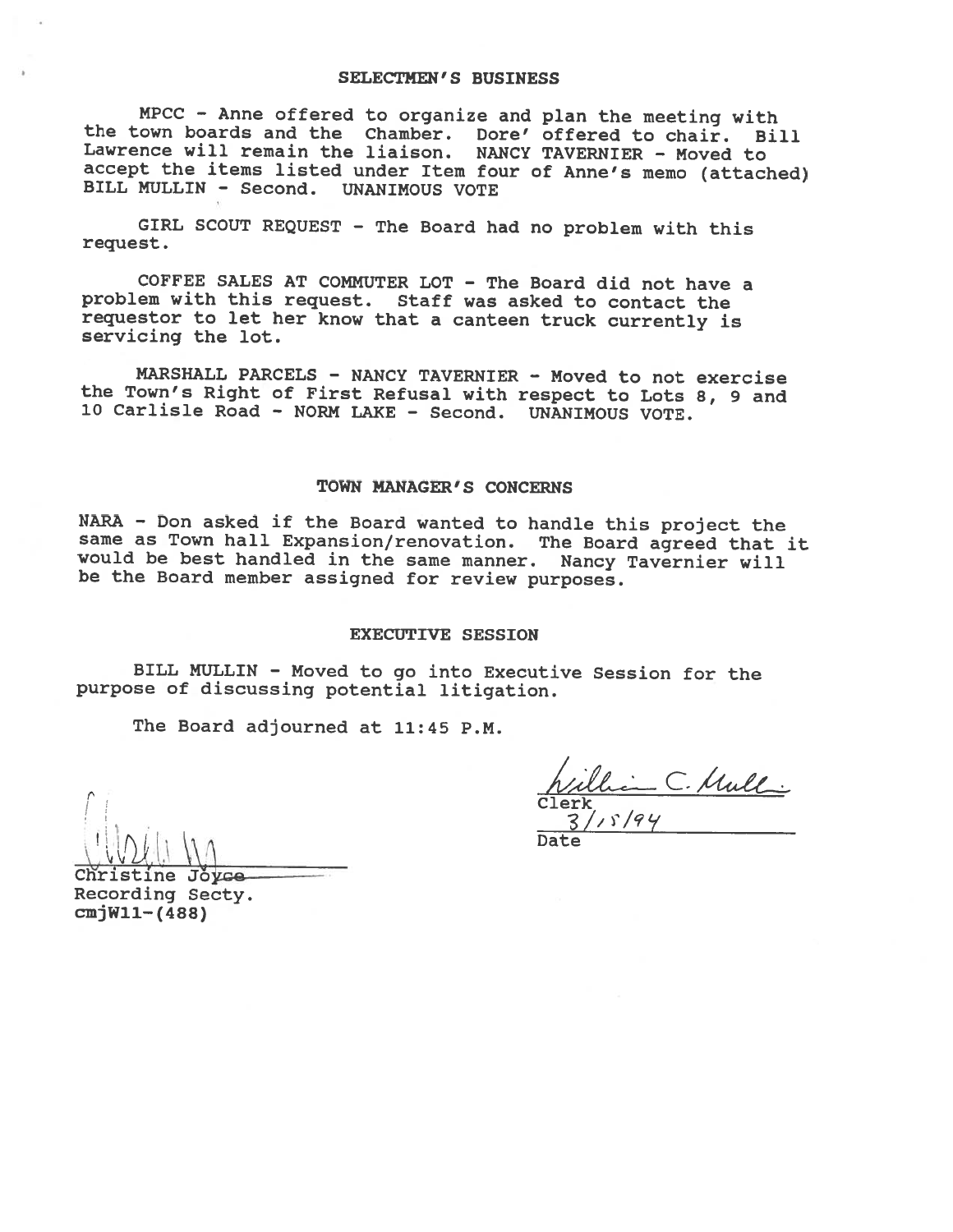## SELECTMEN'S BUSINESS

MPCC - Anne offered to organize and plan the meeting with the town boards and the Chamber. Dore' offered to chair. Bill Lawrence will remain the liaison. NANCY TAVERNIER - Moved to accept the items listed under Item four of Anne's memo (attached) BILL MULLIN - Second. UNANIMOUS VOTE

GIRL SCOUT REQUEST - The Board had no problem with this request.

COFFEE SALES AT COMMUTER LOT - The Board did not have a problem with this request. Staff was asked to contact the requestor to let her know that a canteen truck currently is servicing the lot.

MARSHALL PARCELS - NANCY TAVERNIER - Moved to not exercise the Town's Right of First Refusal with respect to Lots 8, 9 and 10 Carlisle Road - NORM LAKE - Second. UNANIMOUS VOTE.

## TOWN MANAGER'S CONCERNS

NARA - Don asked if the Board wanted to handle this project the same as Town hall Expansion/renovation. The Board agreed that it would be best handled in the same manner. Nancy Tavernier will be the Board member assigned for review purposes.

## EXECUTIVE SESSION

BILL MULLIN - Moved to go into Executive Session for the purpose of discussing potential litigation.

The Board adjourned at 11:45 P.M.

William C. Mullin
Clerk
3/15/94
Date

Christine Joyce
Recording Secty.
cmjW11-(488)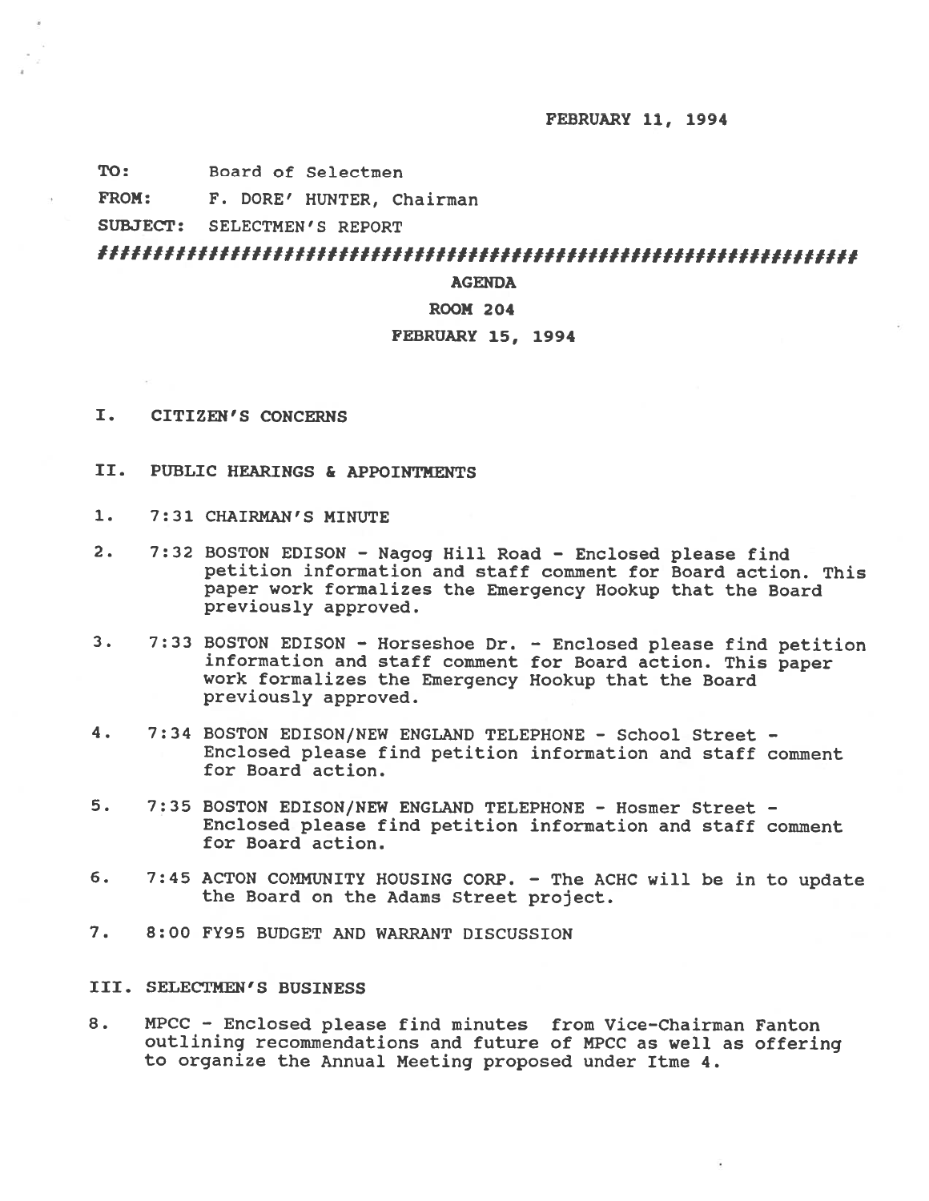FEBRUARY 11, 1994

**TO:** Board of Selectmen

**FROM:** F. DORE' HUNTER, Chairman

**SUBJECT:** SELECTMEN'S REPORT

################################################################

**AGENDA**

**ROOM 204**

**FEBRUARY 15, 1994**

## I. CITIZEN'S CONCERNS

## II. PUBLIC HEARINGS & APPOINTMENTS

1. 7:31 CHAIRMAN'S MINUTE

2. 7:32 BOSTON EDISON - Nagog Hill Road - Enclosed please find petition information and staff comment for Board action. This paper work formalizes the Emergency Hookup that the Board previously approved.

3. 7:33 BOSTON EDISON - Horseshoe Dr. - Enclosed please find petition information and staff comment for Board action. This paper work formalizes the Emergency Hookup that the Board previously approved.

4. 7:34 BOSTON EDISON/NEW ENGLAND TELEPHONE - School Street - Enclosed please find petition information and staff comment for Board action.

5. 7:35 BOSTON EDISON/NEW ENGLAND TELEPHONE - Hosmer Street - Enclosed please find petition information and staff comment for Board action.

6. 7:45 ACTON COMMUNITY HOUSING CORP. - The ACHC will be in to update the Board on the Adams Street project.

7. 8:00 FY95 BUDGET AND WARRANT DISCUSSION

## III. SELECTMEN'S BUSINESS

8. MPCC - Enclosed please find minutes from Vice-Chairman Fanton outlining recommendations and future of MPCC as well as offering to organize the Annual Meeting proposed under Itme 4.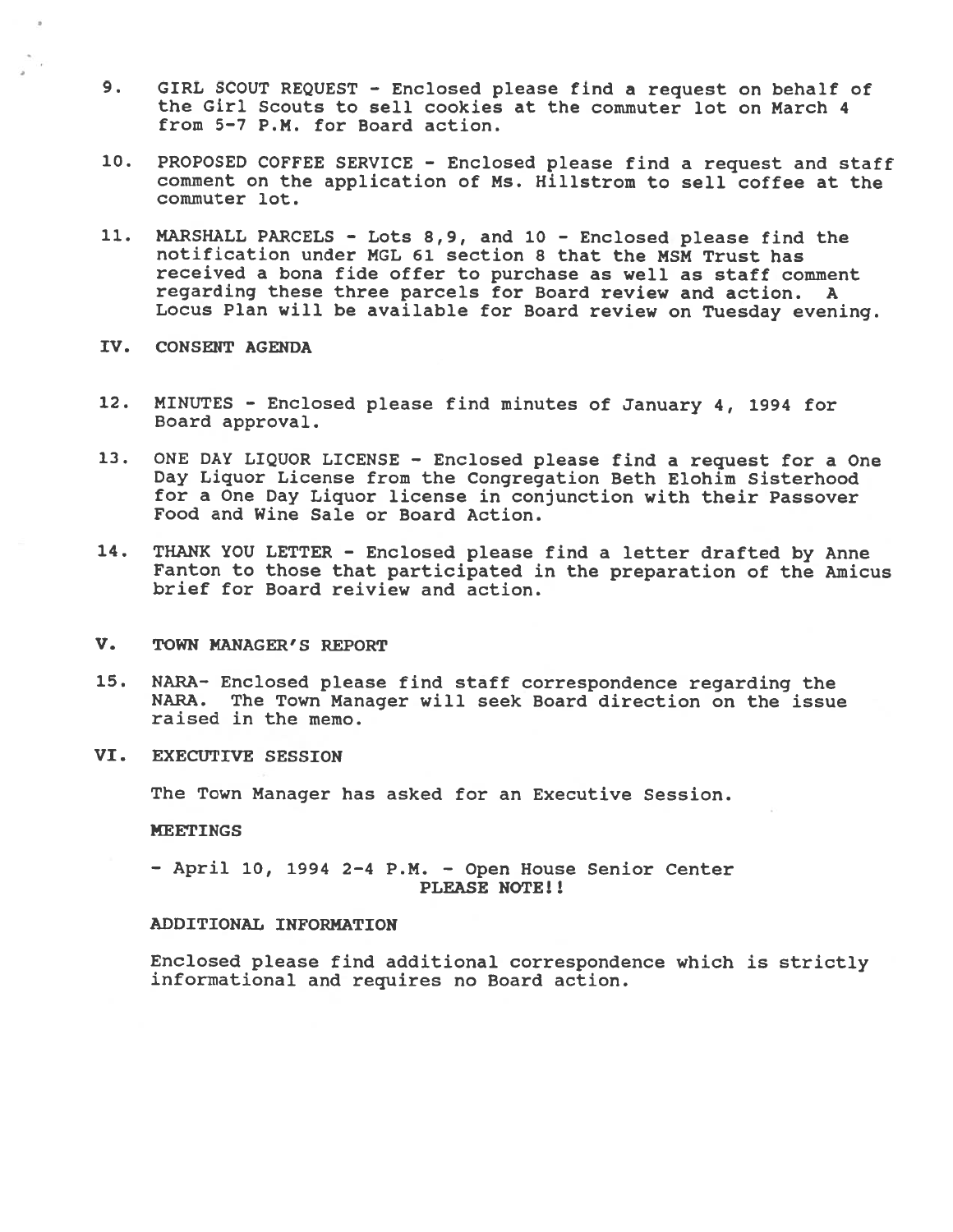9. GIRL SCOUT REQUEST - Enclosed please find a request on behalf of the Girl Scouts to sell cookies at the commuter lot on March 4 from 5-7 P.M. for Board action.

10. PROPOSED COFFEE SERVICE - Enclosed please find a request and staff comment on the application of Ms. Hillstrom to sell coffee at the commuter lot.

11. MARSHALL PARCELS - Lots 8,9, and 10 - Enclosed please find the notification under MGL 61 section 8 that the MSM Trust has received a bona fide offer to purchase as well as staff comment regarding these three parcels for Board review and action. A Locus Plan will be available for Board review on Tuesday evening.

## IV. CONSENT AGENDA

12. MINUTES - Enclosed please find minutes of January 4, 1994 for Board approval.

13. ONE DAY LIQUOR LICENSE - Enclosed please find a request for a One Day Liquor License from the Congregation Beth Elohim Sisterhood for a One Day Liquor license in conjunction with their Passover Food and Wine Sale or Board Action.

14. THANK YOU LETTER - Enclosed please find a letter drafted by Anne Fanton to those that participated in the preparation of the Amicus brief for Board reiview and action.

## V. TOWN MANAGER'S REPORT

15. NARA- Enclosed please find staff correspondence regarding the NARA. The Town Manager will seek Board direction on the issue raised in the memo.

## VI. EXECUTIVE SESSION

The Town Manager has asked for an Executive Session.

**MEETINGS**

- April 10, 1994 2-4 P.M. - Open House Senior Center
  **PLEASE NOTE!!**

**ADDITIONAL INFORMATION**

Enclosed please find additional correspondence which is strictly informational and requires no Board action.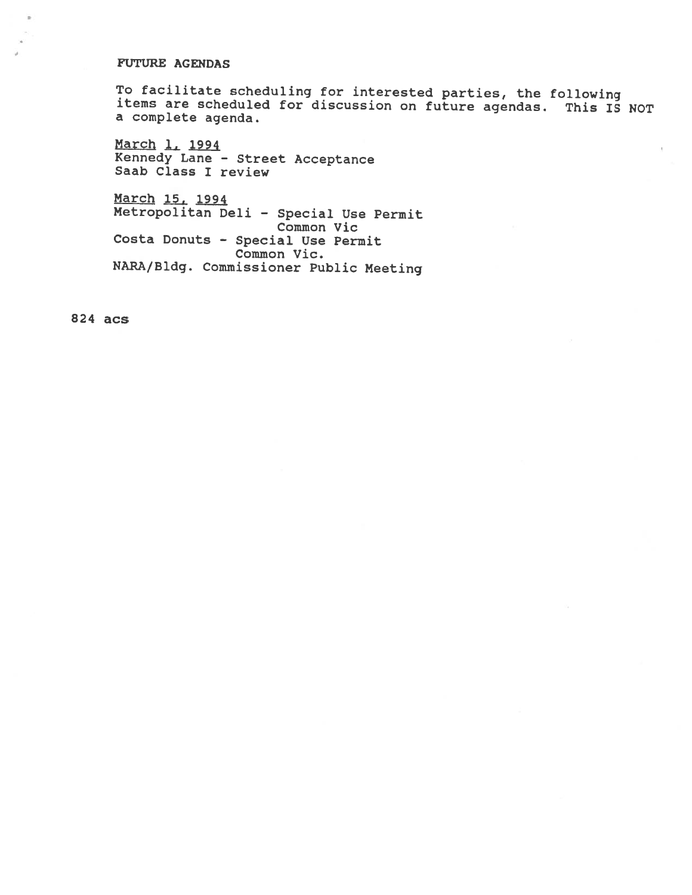## FUTURE AGENDAS

To facilitate scheduling for interested parties, the following items are scheduled for discussion on future agendas. This IS NOT a complete agenda.

<u>March 1, 1994</u>
Kennedy Lane - Street Acceptance
Saab Class I review

<u>March 15, 1994</u>
Metropolitan Deli - Special Use Permit
Common Vic
Costa Donuts - Special Use Permit
Common Vic.
NARA/Bldg. Commissioner Public Meeting

824 acs